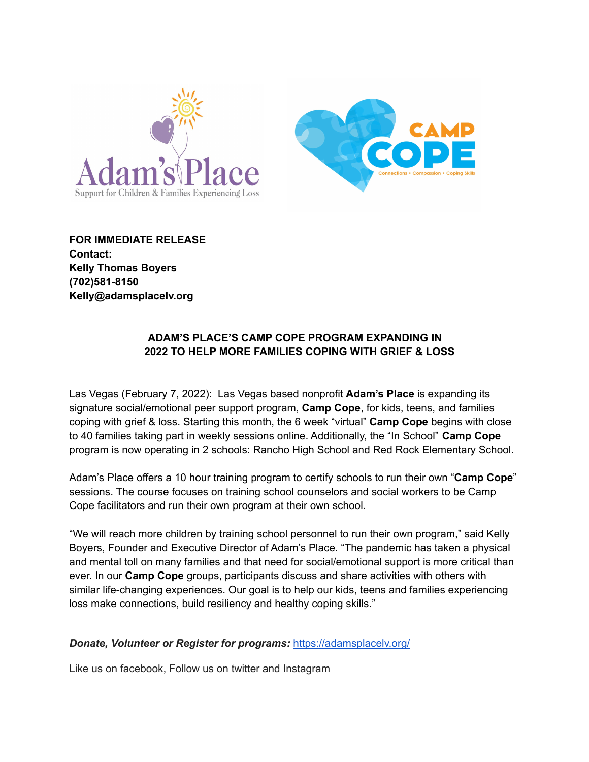**FOR IMMEDIATE RELEASE**
**Contact:**
**Kelly Thomas Boyers**
**(702)581-8150**
**Kelly@adamsplacelv.org**

## ADAM'S PLACE'S CAMP COPE PROGRAM EXPANDING IN 2022 TO HELP MORE FAMILIES COPING WITH GRIEF & LOSS

Las Vegas (February 7, 2022): Las Vegas based nonprofit **Adam's Place** is expanding its signature social/emotional peer support program, **Camp Cope**, for kids, teens, and families coping with grief & loss. Starting this month, the 6 week "virtual" **Camp Cope** begins with close to 40 families taking part in weekly sessions online. Additionally, the "In School" **Camp Cope** program is now operating in 2 schools: Rancho High School and Red Rock Elementary School.

Adam's Place offers a 10 hour training program to certify schools to run their own "**Camp Cope**" sessions. The course focuses on training school counselors and social workers to be Camp Cope facilitators and run their own program at their own school.

"We will reach more children by training school personnel to run their own program," said Kelly Boyers, Founder and Executive Director of Adam's Place. "The pandemic has taken a physical and mental toll on many families and that need for social/emotional support is more critical than ever. In our **Camp Cope** groups, participants discuss and share activities with others with similar life-changing experiences. Our goal is to help our kids, teens and families experiencing loss make connections, build resiliency and healthy coping skills."

***Donate, Volunteer or Register for programs:*** https://adamsplacelv.org/

Like us on facebook, Follow us on twitter and Instagram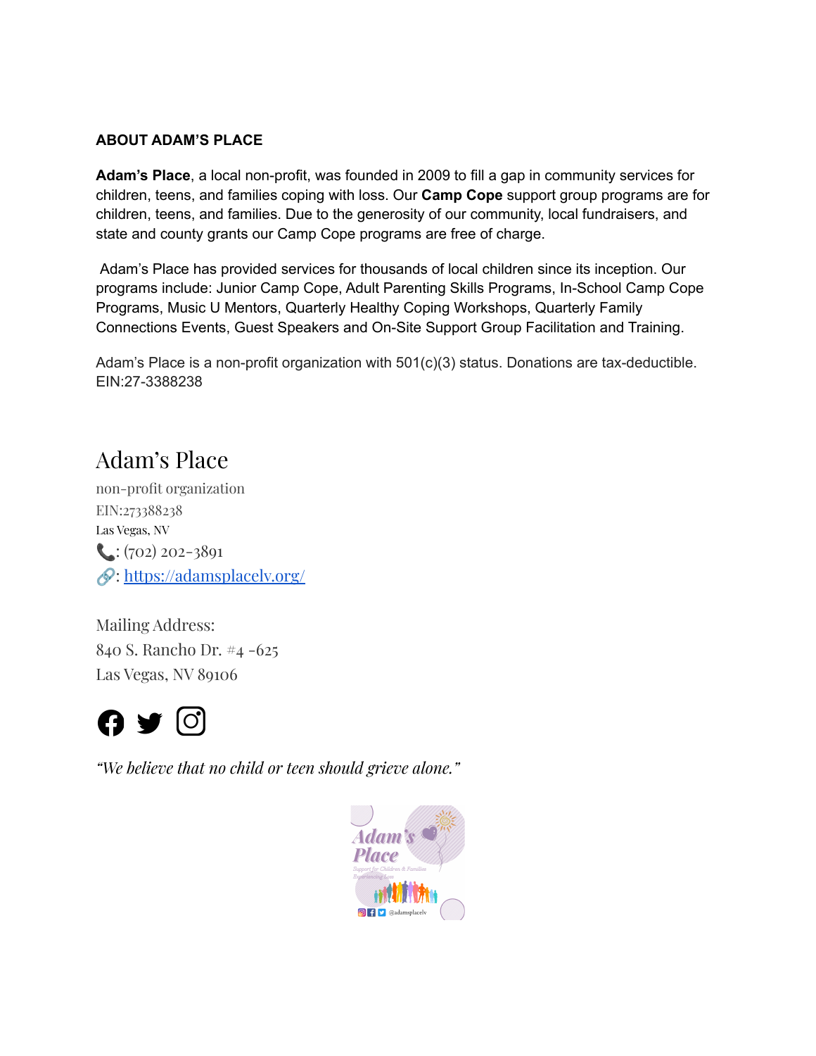**ABOUT ADAM'S PLACE**

**Adam's Place**, a local non-profit, was founded in 2009 to fill a gap in community services for children, teens, and families coping with loss. Our **Camp Cope** support group programs are for children, teens, and families. Due to the generosity of our community, local fundraisers, and state and county grants our Camp Cope programs are free of charge.

Adam's Place has provided services for thousands of local children since its inception. Our programs include: Junior Camp Cope, Adult Parenting Skills Programs, In-School Camp Cope Programs, Music U Mentors, Quarterly Healthy Coping Workshops, Quarterly Family Connections Events, Guest Speakers and On-Site Support Group Facilitation and Training.

Adam's Place is a non-profit organization with 501(c)(3) status. Donations are tax-deductible. EIN:27-3388238

## Adam's Place

non-profit organization
EIN:273388238
Las Vegas, NV
📞: (702) 202-3891
🔗: [https://adamsplacelv.org/](https://adamsplacelv.org/)

Mailing Address:
840 S. Rancho Dr. #4 -625
Las Vegas, NV 89106

*"We believe that no child or teen should grieve alone."*